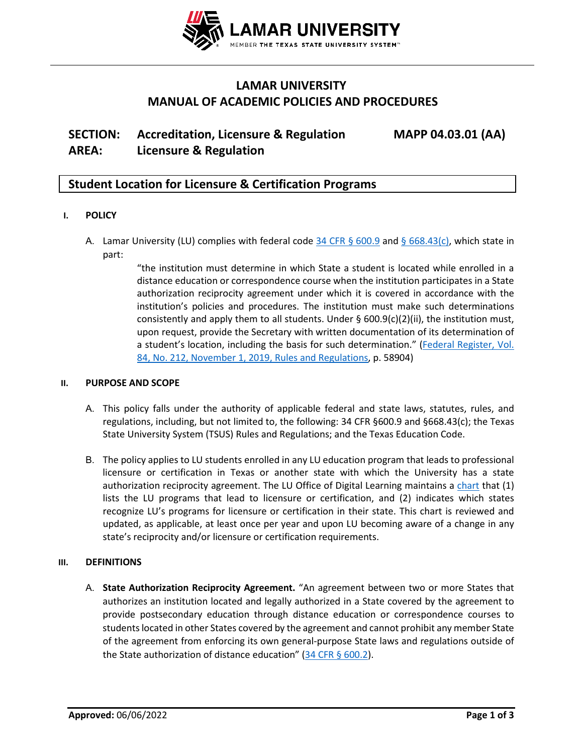# LAMAR UNIVERSITY
# MANUAL OF ACADEMIC POLICIES AND PROCEDURES

**SECTION:** Accreditation, Licensure & Regulation **MAPP 04.03.01 (AA)**
**AREA:** Licensure & Regulation

## Student Location for Licensure & Certification Programs

### I. POLICY

A. Lamar University (LU) complies with federal code 34 CFR § 600.9 and § 668.43(c), which state in part:

> "the institution must determine in which State a student is located while enrolled in a distance education or correspondence course when the institution participates in a State authorization reciprocity agreement under which it is covered in accordance with the institution's policies and procedures. The institution must make such determinations consistently and apply them to all students. Under § 600.9(c)(2)(ii), the institution must, upon request, provide the Secretary with written documentation of its determination of a student's location, including the basis for such determination." (Federal Register, Vol. 84, No. 212, November 1, 2019, Rules and Regulations, p. 58904)

### II. PURPOSE AND SCOPE

A. This policy falls under the authority of applicable federal and state laws, statutes, rules, and regulations, including, but not limited to, the following: 34 CFR §600.9 and §668.43(c); the Texas State University System (TSUS) Rules and Regulations; and the Texas Education Code.

B. The policy applies to LU students enrolled in any LU education program that leads to professional licensure or certification in Texas or another state with which the University has a state authorization reciprocity agreement. The LU Office of Digital Learning maintains a chart that (1) lists the LU programs that lead to licensure or certification, and (2) indicates which states recognize LU's programs for licensure or certification in their state. This chart is reviewed and updated, as applicable, at least once per year and upon LU becoming aware of a change in any state's reciprocity and/or licensure or certification requirements.

### III. DEFINITIONS

A. **State Authorization Reciprocity Agreement.** "An agreement between two or more States that authorizes an institution located and legally authorized in a State covered by the agreement to provide postsecondary education through distance education or correspondence courses to students located in other States covered by the agreement and cannot prohibit any member State of the agreement from enforcing its own general-purpose State laws and regulations outside of the State authorization of distance education" (34 CFR § 600.2).

**Approved:** 06/06/2022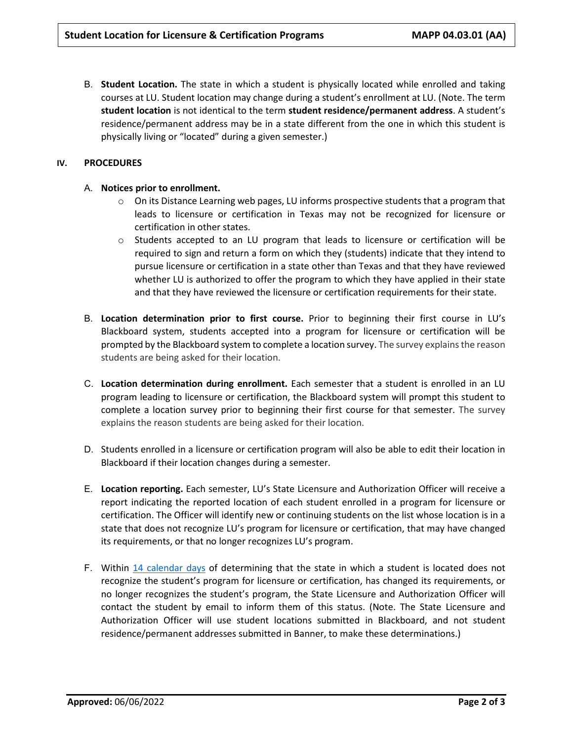B. **Student Location.** The state in which a student is physically located while enrolled and taking courses at LU. Student location may change during a student's enrollment at LU. (Note. The term **student location** is not identical to the term **student residence/permanent address**. A student's residence/permanent address may be in a state different from the one in which this student is physically living or "located" during a given semester.)

## IV. PROCEDURES

A. **Notices prior to enrollment.**

- On its Distance Learning web pages, LU informs prospective students that a program that leads to licensure or certification in Texas may not be recognized for licensure or certification in other states.
- Students accepted to an LU program that leads to licensure or certification will be required to sign and return a form on which they (students) indicate that they intend to pursue licensure or certification in a state other than Texas and that they have reviewed whether LU is authorized to offer the program to which they have applied in their state and that they have reviewed the licensure or certification requirements for their state.

B. **Location determination prior to first course.** Prior to beginning their first course in LU's Blackboard system, students accepted into a program for licensure or certification will be prompted by the Blackboard system to complete a location survey. The survey explains the reason students are being asked for their location.

C. **Location determination during enrollment.** Each semester that a student is enrolled in an LU program leading to licensure or certification, the Blackboard system will prompt this student to complete a location survey prior to beginning their first course for that semester. The survey explains the reason students are being asked for their location.

D. Students enrolled in a licensure or certification program will also be able to edit their location in Blackboard if their location changes during a semester.

E. **Location reporting.** Each semester, LU's State Licensure and Authorization Officer will receive a report indicating the reported location of each student enrolled in a program for licensure or certification. The Officer will identify new or continuing students on the list whose location is in a state that does not recognize LU's program for licensure or certification, that may have changed its requirements, or that no longer recognizes LU's program.

F. Within 14 calendar days of determining that the state in which a student is located does not recognize the student's program for licensure or certification, has changed its requirements, or no longer recognizes the student's program, the State Licensure and Authorization Officer will contact the student by email to inform them of this status. (Note. The State Licensure and Authorization Officer will use student locations submitted in Blackboard, and not student residence/permanent addresses submitted in Banner, to make these determinations.)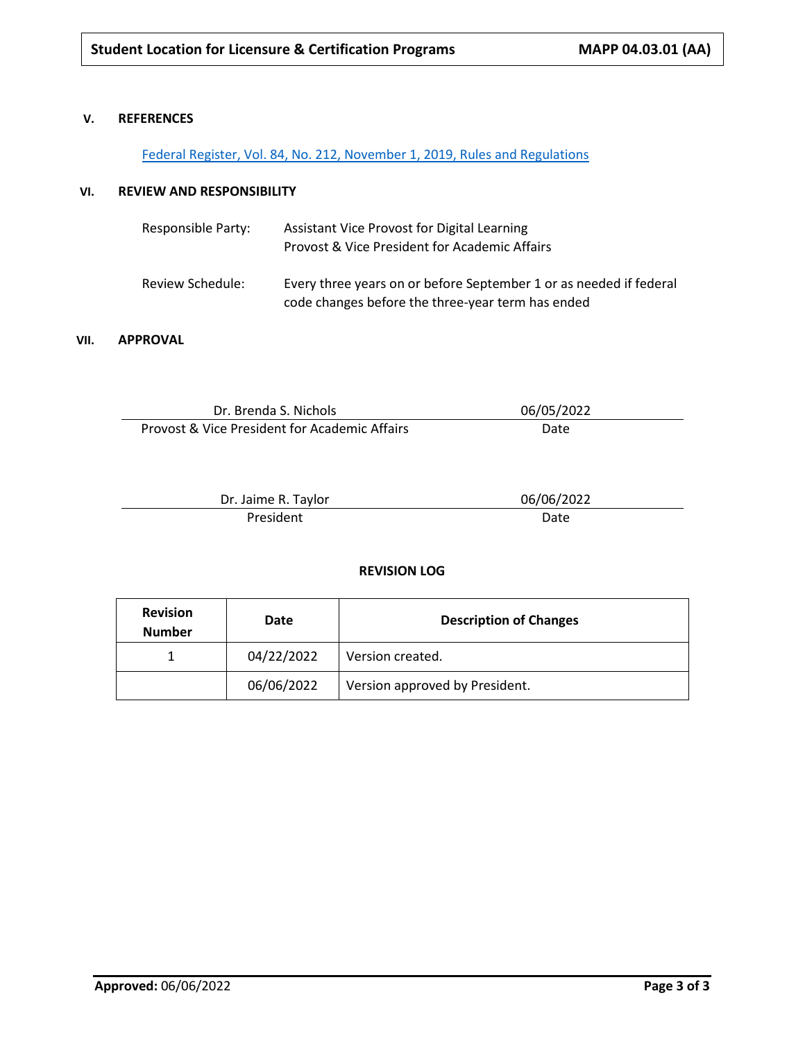## V. REFERENCES

[Federal Register, Vol. 84, No. 212, November 1, 2019, Rules and Regulations]

## VI. REVIEW AND RESPONSIBILITY

Responsible Party: Assistant Vice Provost for Digital Learning
Provost & Vice President for Academic Affairs

Review Schedule: Every three years on or before September 1 or as needed if federal code changes before the three-year term has ended

## VII. APPROVAL

Dr. Brenda S. Nichols — 06/05/2022
Provost & Vice President for Academic Affairs — Date

Dr. Jaime R. Taylor — 06/06/2022
President — Date

**REVISION LOG**

| Revision Number | Date | Description of Changes |
|---|---|---|
| 1 | 04/22/2022 | Version created. |
| | 06/06/2022 | Version approved by President. |

**Approved:** 06/06/2022